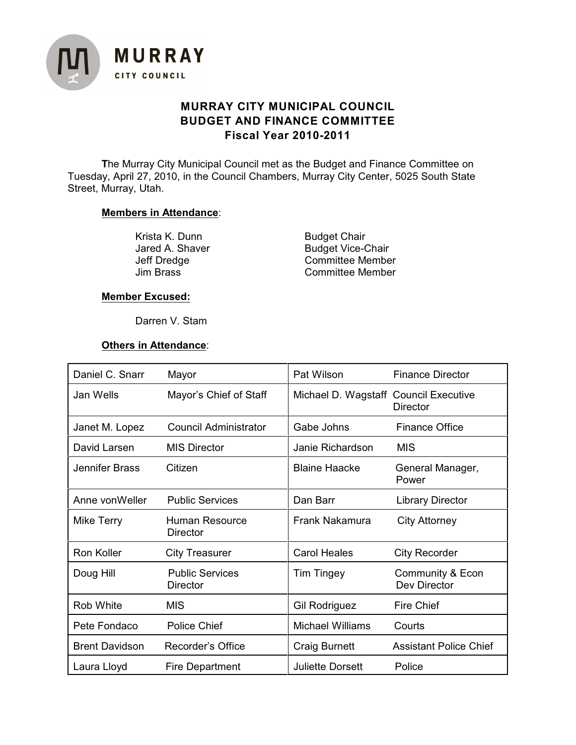MURRAY CITY COUNCIL

# MURRAY CITY MUNICIPAL COUNCIL
## BUDGET AND FINANCE COMMITTEE
### Fiscal Year 2010-2011

**T**he Murray City Municipal Council met as the Budget and Finance Committee on Tuesday, April 27, 2010, in the Council Chambers, Murray City Center, 5025 South State Street, Murray, Utah.

**Members in Attendance**:

| | |
|---|---|
| Krista K. Dunn | Budget Chair |
| Jared A. Shaver | Budget Vice-Chair |
| Jeff Dredge | Committee Member |
| Jim Brass | Committee Member |

**Member Excused:**

Darren V. Stam

**Others in Attendance**:

| | | | |
|---|---|---|---|
| Daniel C. Snarr | Mayor | Pat Wilson | Finance Director |
| Jan Wells | Mayor's Chief of Staff | Michael D. Wagstaff | Council Executive Director |
| Janet M. Lopez | Council Administrator | Gabe Johns | Finance Office |
| David Larsen | MIS Director | Janie Richardson | MIS |
| Jennifer Brass | Citizen | Blaine Haacke | General Manager, Power |
| Anne vonWeller | Public Services | Dan Barr | Library Director |
| Mike Terry | Human Resource Director | Frank Nakamura | City Attorney |
| Ron Koller | City Treasurer | Carol Heales | City Recorder |
| Doug Hill | Public Services Director | Tim Tingey | Community & Econ Dev Director |
| Rob White | MIS | Gil Rodriguez | Fire Chief |
| Pete Fondaco | Police Chief | Michael Williams | Courts |
| Brent Davidson | Recorder's Office | Craig Burnett | Assistant Police Chief |
| Laura Lloyd | Fire Department | Juliette Dorsett | Police |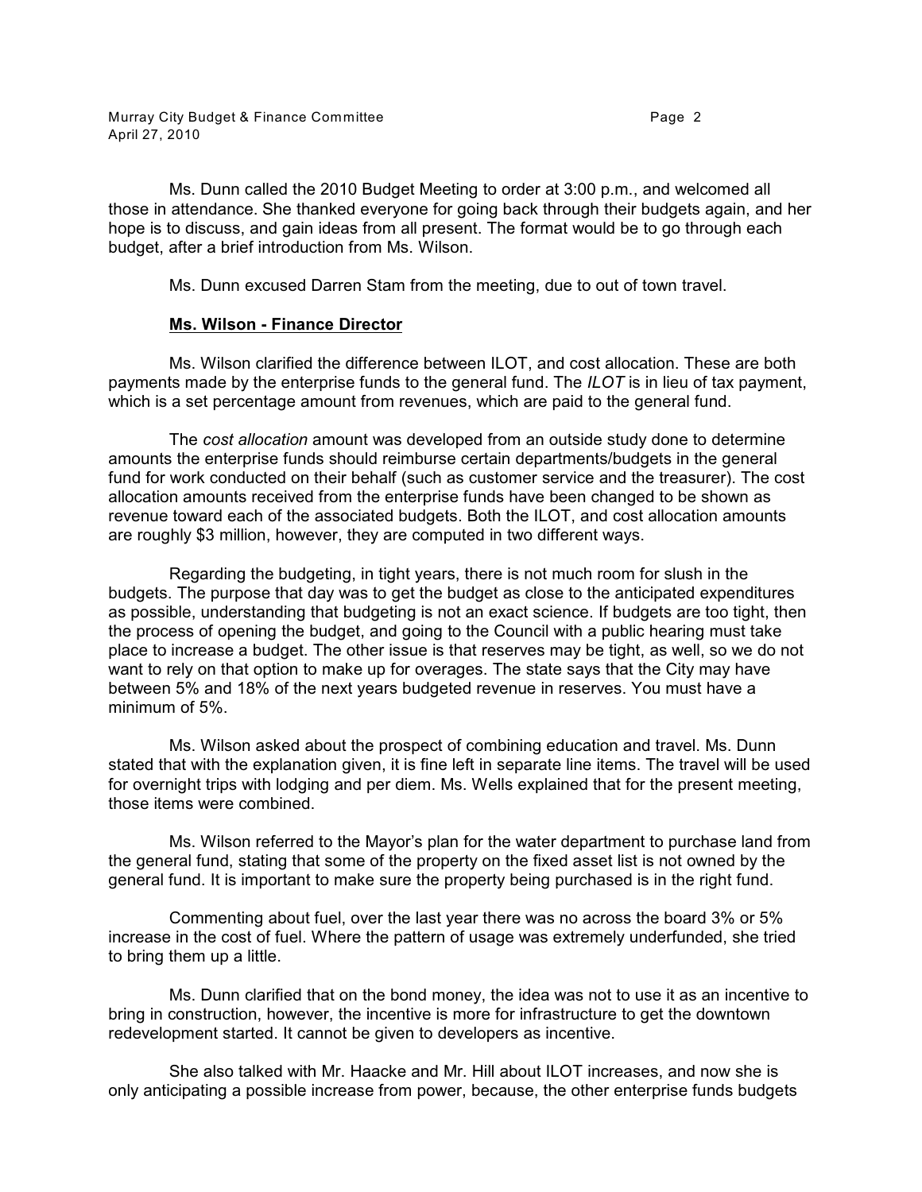Ms. Dunn called the 2010 Budget Meeting to order at 3:00 p.m., and welcomed all those in attendance. She thanked everyone for going back through their budgets again, and her hope is to discuss, and gain ideas from all present. The format would be to go through each budget, after a brief introduction from Ms. Wilson.

Ms. Dunn excused Darren Stam from the meeting, due to out of town travel.

**Ms. Wilson - Finance Director**

Ms. Wilson clarified the difference between ILOT, and cost allocation. These are both payments made by the enterprise funds to the general fund. The *ILOT* is in lieu of tax payment, which is a set percentage amount from revenues, which are paid to the general fund.

The *cost allocation* amount was developed from an outside study done to determine amounts the enterprise funds should reimburse certain departments/budgets in the general fund for work conducted on their behalf (such as customer service and the treasurer). The cost allocation amounts received from the enterprise funds have been changed to be shown as revenue toward each of the associated budgets. Both the ILOT, and cost allocation amounts are roughly $3 million, however, they are computed in two different ways.

Regarding the budgeting, in tight years, there is not much room for slush in the budgets. The purpose that day was to get the budget as close to the anticipated expenditures as possible, understanding that budgeting is not an exact science. If budgets are too tight, then the process of opening the budget, and going to the Council with a public hearing must take place to increase a budget. The other issue is that reserves may be tight, as well, so we do not want to rely on that option to make up for overages. The state says that the City may have between 5% and 18% of the next years budgeted revenue in reserves. You must have a minimum of 5%.

Ms. Wilson asked about the prospect of combining education and travel. Ms. Dunn stated that with the explanation given, it is fine left in separate line items. The travel will be used for overnight trips with lodging and per diem. Ms. Wells explained that for the present meeting, those items were combined.

Ms. Wilson referred to the Mayor's plan for the water department to purchase land from the general fund, stating that some of the property on the fixed asset list is not owned by the general fund. It is important to make sure the property being purchased is in the right fund.

Commenting about fuel, over the last year there was no across the board 3% or 5% increase in the cost of fuel. Where the pattern of usage was extremely underfunded, she tried to bring them up a little.

Ms. Dunn clarified that on the bond money, the idea was not to use it as an incentive to bring in construction, however, the incentive is more for infrastructure to get the downtown redevelopment started. It cannot be given to developers as incentive.

She also talked with Mr. Haacke and Mr. Hill about ILOT increases, and now she is only anticipating a possible increase from power, because, the other enterprise funds budgets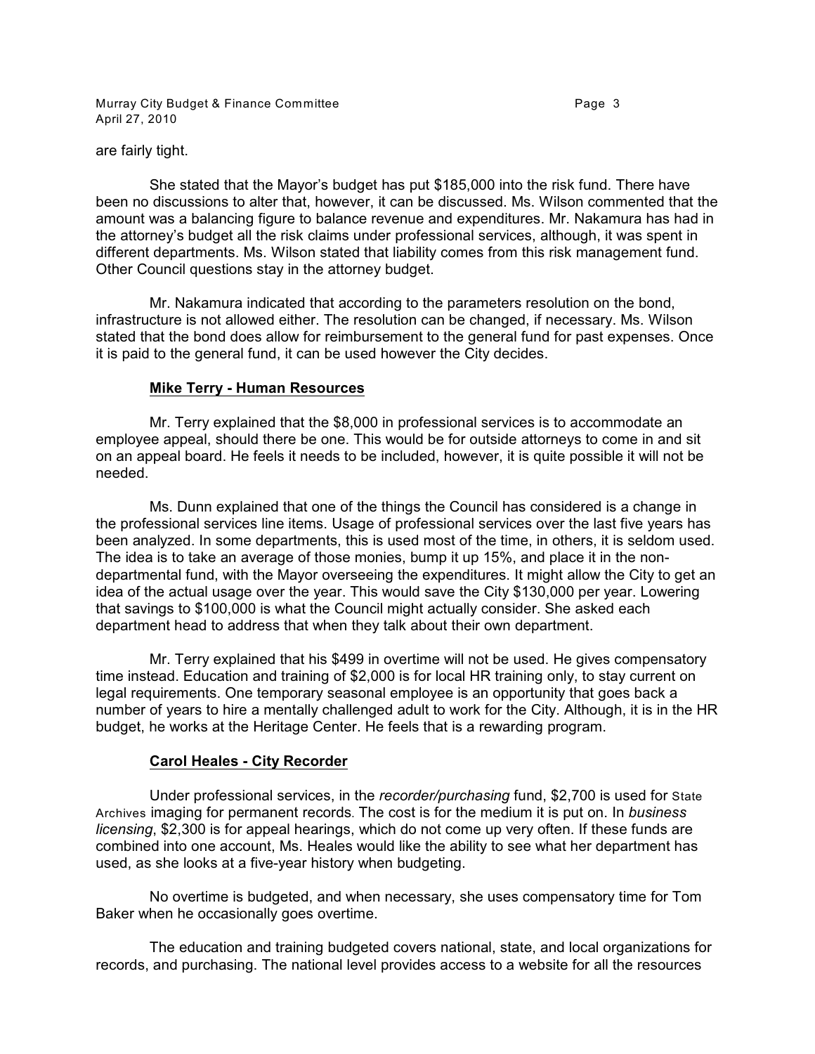are fairly tight.

She stated that the Mayor's budget has put $185,000 into the risk fund. There have been no discussions to alter that, however, it can be discussed. Ms. Wilson commented that the amount was a balancing figure to balance revenue and expenditures. Mr. Nakamura has had in the attorney's budget all the risk claims under professional services, although, it was spent in different departments. Ms. Wilson stated that liability comes from this risk management fund. Other Council questions stay in the attorney budget.

Mr. Nakamura indicated that according to the parameters resolution on the bond, infrastructure is not allowed either. The resolution can be changed, if necessary. Ms. Wilson stated that the bond does allow for reimbursement to the general fund for past expenses. Once it is paid to the general fund, it can be used however the City decides.

**Mike Terry - Human Resources**

Mr. Terry explained that the $8,000 in professional services is to accommodate an employee appeal, should there be one. This would be for outside attorneys to come in and sit on an appeal board. He feels it needs to be included, however, it is quite possible it will not be needed.

Ms. Dunn explained that one of the things the Council has considered is a change in the professional services line items. Usage of professional services over the last five years has been analyzed. In some departments, this is used most of the time, in others, it is seldom used. The idea is to take an average of those monies, bump it up 15%, and place it in the non-departmental fund, with the Mayor overseeing the expenditures. It might allow the City to get an idea of the actual usage over the year. This would save the City $130,000 per year. Lowering that savings to $100,000 is what the Council might actually consider. She asked each department head to address that when they talk about their own department.

Mr. Terry explained that his $499 in overtime will not be used. He gives compensatory time instead. Education and training of $2,000 is for local HR training only, to stay current on legal requirements. One temporary seasonal employee is an opportunity that goes back a number of years to hire a mentally challenged adult to work for the City. Although, it is in the HR budget, he works at the Heritage Center. He feels that is a rewarding program.

**Carol Heales - City Recorder**

Under professional services, in the *recorder/purchasing* fund, $2,700 is used for State Archives imaging for permanent records. The cost is for the medium it is put on. In *business licensing*, $2,300 is for appeal hearings, which do not come up very often. If these funds are combined into one account, Ms. Heales would like the ability to see what her department has used, as she looks at a five-year history when budgeting.

No overtime is budgeted, and when necessary, she uses compensatory time for Tom Baker when he occasionally goes overtime.

The education and training budgeted covers national, state, and local organizations for records, and purchasing. The national level provides access to a website for all the resources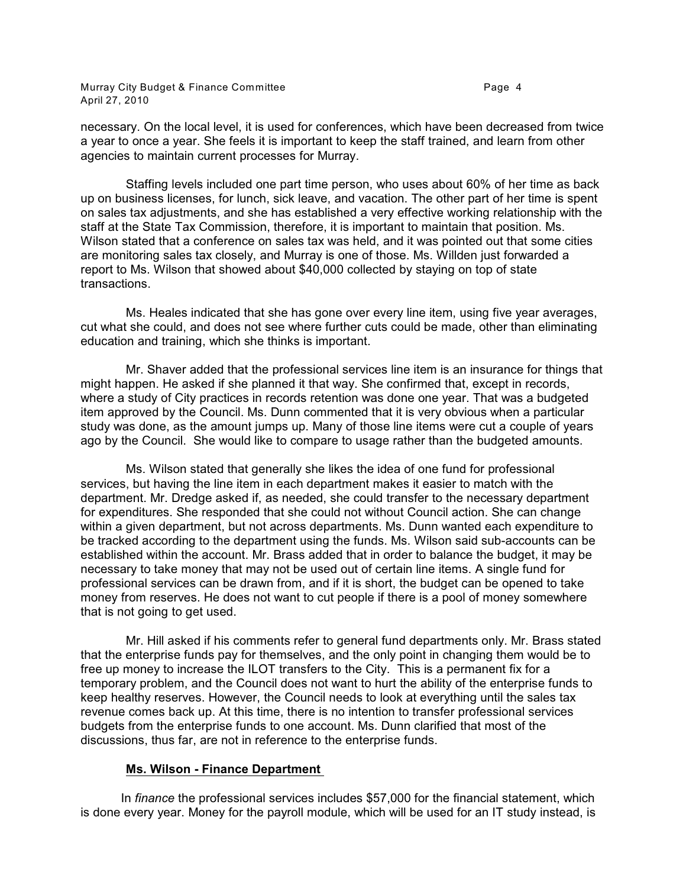necessary. On the local level, it is used for conferences, which have been decreased from twice a year to once a year. She feels it is important to keep the staff trained, and learn from other agencies to maintain current processes for Murray.

Staffing levels included one part time person, who uses about 60% of her time as back up on business licenses, for lunch, sick leave, and vacation. The other part of her time is spent on sales tax adjustments, and she has established a very effective working relationship with the staff at the State Tax Commission, therefore, it is important to maintain that position. Ms. Wilson stated that a conference on sales tax was held, and it was pointed out that some cities are monitoring sales tax closely, and Murray is one of those. Ms. Willden just forwarded a report to Ms. Wilson that showed about $40,000 collected by staying on top of state transactions.

Ms. Heales indicated that she has gone over every line item, using five year averages, cut what she could, and does not see where further cuts could be made, other than eliminating education and training, which she thinks is important.

Mr. Shaver added that the professional services line item is an insurance for things that might happen. He asked if she planned it that way. She confirmed that, except in records, where a study of City practices in records retention was done one year. That was a budgeted item approved by the Council. Ms. Dunn commented that it is very obvious when a particular study was done, as the amount jumps up. Many of those line items were cut a couple of years ago by the Council. She would like to compare to usage rather than the budgeted amounts.

Ms. Wilson stated that generally she likes the idea of one fund for professional services, but having the line item in each department makes it easier to match with the department. Mr. Dredge asked if, as needed, she could transfer to the necessary department for expenditures. She responded that she could not without Council action. She can change within a given department, but not across departments. Ms. Dunn wanted each expenditure to be tracked according to the department using the funds. Ms. Wilson said sub-accounts can be established within the account. Mr. Brass added that in order to balance the budget, it may be necessary to take money that may not be used out of certain line items. A single fund for professional services can be drawn from, and if it is short, the budget can be opened to take money from reserves. He does not want to cut people if there is a pool of money somewhere that is not going to get used.

Mr. Hill asked if his comments refer to general fund departments only. Mr. Brass stated that the enterprise funds pay for themselves, and the only point in changing them would be to free up money to increase the ILOT transfers to the City. This is a permanent fix for a temporary problem, and the Council does not want to hurt the ability of the enterprise funds to keep healthy reserves. However, the Council needs to look at everything until the sales tax revenue comes back up. At this time, there is no intention to transfer professional services budgets from the enterprise funds to one account. Ms. Dunn clarified that most of the discussions, thus far, are not in reference to the enterprise funds.

**Ms. Wilson - Finance Department**

In *finance* the professional services includes $57,000 for the financial statement, which is done every year. Money for the payroll module, which will be used for an IT study instead, is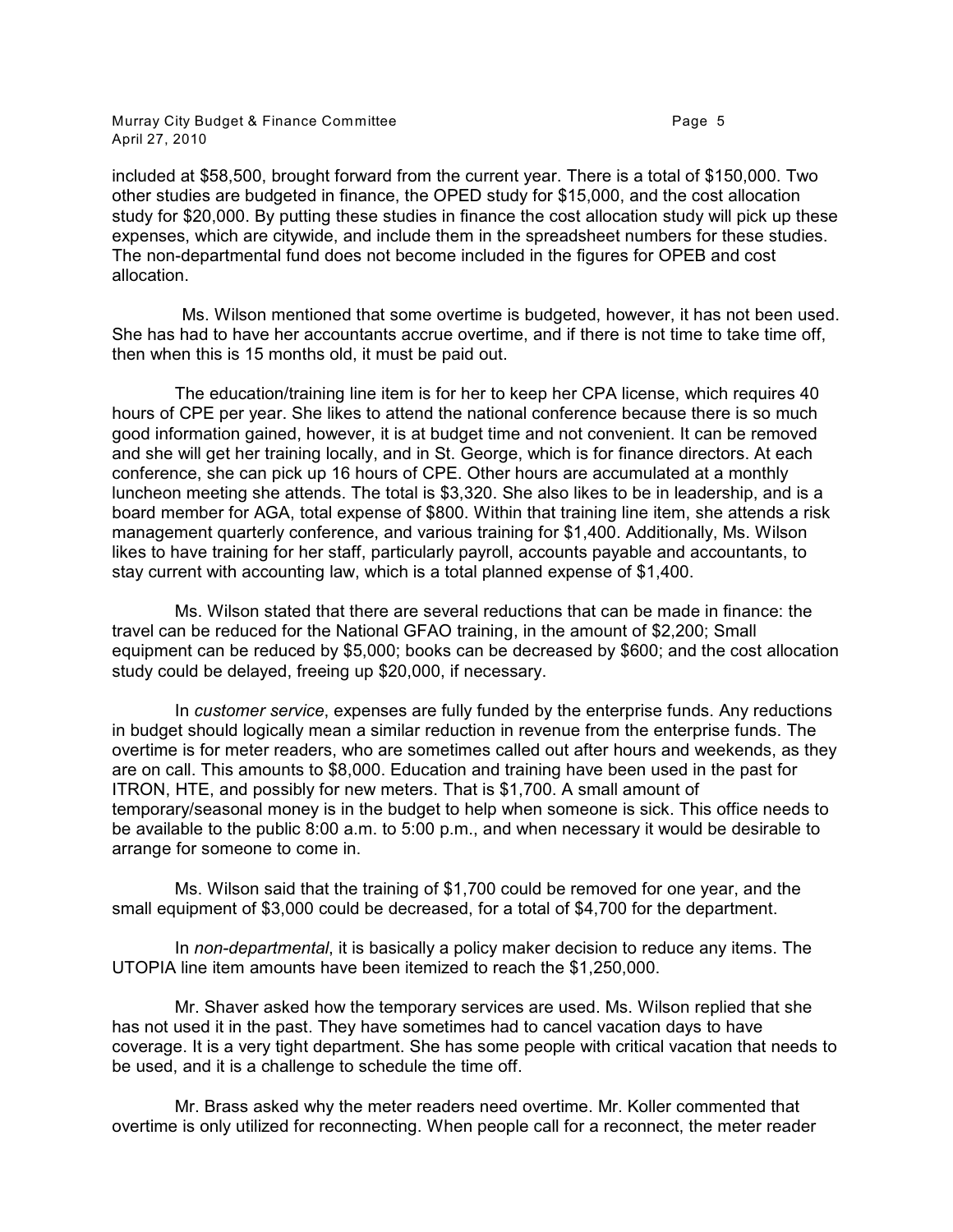included at $58,500, brought forward from the current year. There is a total of $150,000. Two other studies are budgeted in finance, the OPED study for $15,000, and the cost allocation study for $20,000. By putting these studies in finance the cost allocation study will pick up these expenses, which are citywide, and include them in the spreadsheet numbers for these studies. The non-departmental fund does not become included in the figures for OPEB and cost allocation.

Ms. Wilson mentioned that some overtime is budgeted, however, it has not been used. She has had to have her accountants accrue overtime, and if there is not time to take time off, then when this is 15 months old, it must be paid out.

The education/training line item is for her to keep her CPA license, which requires 40 hours of CPE per year. She likes to attend the national conference because there is so much good information gained, however, it is at budget time and not convenient. It can be removed and she will get her training locally, and in St. George, which is for finance directors. At each conference, she can pick up 16 hours of CPE. Other hours are accumulated at a monthly luncheon meeting she attends. The total is $3,320. She also likes to be in leadership, and is a board member for AGA, total expense of $800. Within that training line item, she attends a risk management quarterly conference, and various training for $1,400. Additionally, Ms. Wilson likes to have training for her staff, particularly payroll, accounts payable and accountants, to stay current with accounting law, which is a total planned expense of $1,400.

Ms. Wilson stated that there are several reductions that can be made in finance: the travel can be reduced for the National GFAO training, in the amount of $2,200; Small equipment can be reduced by $5,000; books can be decreased by $600; and the cost allocation study could be delayed, freeing up $20,000, if necessary.

In *customer service*, expenses are fully funded by the enterprise funds. Any reductions in budget should logically mean a similar reduction in revenue from the enterprise funds. The overtime is for meter readers, who are sometimes called out after hours and weekends, as they are on call. This amounts to $8,000. Education and training have been used in the past for ITRON, HTE, and possibly for new meters. That is $1,700. A small amount of temporary/seasonal money is in the budget to help when someone is sick. This office needs to be available to the public 8:00 a.m. to 5:00 p.m., and when necessary it would be desirable to arrange for someone to come in.

Ms. Wilson said that the training of $1,700 could be removed for one year, and the small equipment of $3,000 could be decreased, for a total of $4,700 for the department.

In *non-departmental*, it is basically a policy maker decision to reduce any items. The UTOPIA line item amounts have been itemized to reach the $1,250,000.

Mr. Shaver asked how the temporary services are used. Ms. Wilson replied that she has not used it in the past. They have sometimes had to cancel vacation days to have coverage. It is a very tight department. She has some people with critical vacation that needs to be used, and it is a challenge to schedule the time off.

Mr. Brass asked why the meter readers need overtime. Mr. Koller commented that overtime is only utilized for reconnecting. When people call for a reconnect, the meter reader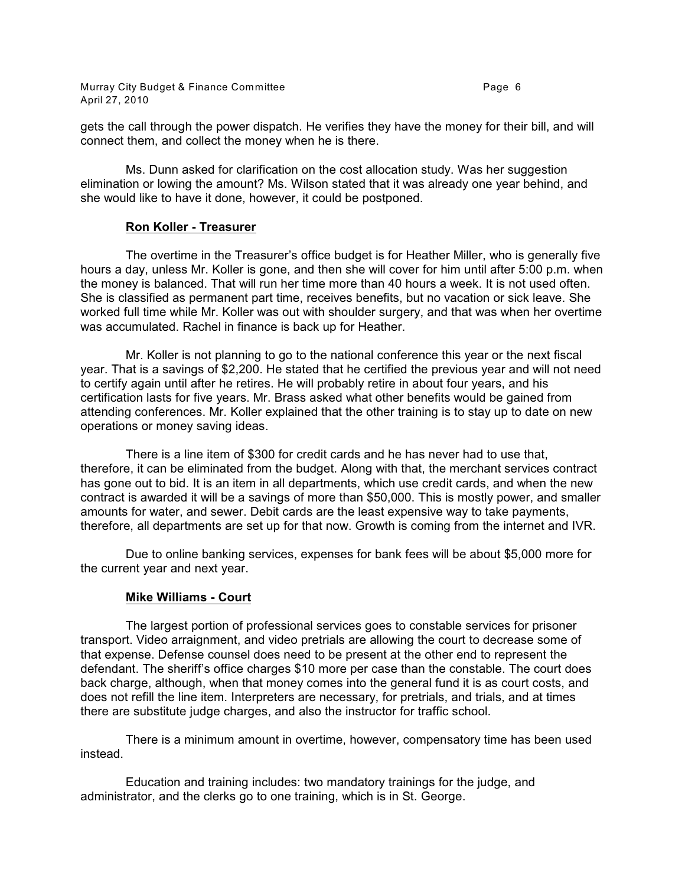gets the call through the power dispatch. He verifies they have the money for their bill, and will connect them, and collect the money when he is there.

Ms. Dunn asked for clarification on the cost allocation study. Was her suggestion elimination or lowing the amount? Ms. Wilson stated that it was already one year behind, and she would like to have it done, however, it could be postponed.

**Ron Koller - Treasurer**

The overtime in the Treasurer's office budget is for Heather Miller, who is generally five hours a day, unless Mr. Koller is gone, and then she will cover for him until after 5:00 p.m. when the money is balanced. That will run her time more than 40 hours a week. It is not used often. She is classified as permanent part time, receives benefits, but no vacation or sick leave. She worked full time while Mr. Koller was out with shoulder surgery, and that was when her overtime was accumulated. Rachel in finance is back up for Heather.

Mr. Koller is not planning to go to the national conference this year or the next fiscal year. That is a savings of $2,200. He stated that he certified the previous year and will not need to certify again until after he retires. He will probably retire in about four years, and his certification lasts for five years. Mr. Brass asked what other benefits would be gained from attending conferences. Mr. Koller explained that the other training is to stay up to date on new operations or money saving ideas.

There is a line item of $300 for credit cards and he has never had to use that, therefore, it can be eliminated from the budget. Along with that, the merchant services contract has gone out to bid. It is an item in all departments, which use credit cards, and when the new contract is awarded it will be a savings of more than $50,000. This is mostly power, and smaller amounts for water, and sewer. Debit cards are the least expensive way to take payments, therefore, all departments are set up for that now. Growth is coming from the internet and IVR.

Due to online banking services, expenses for bank fees will be about $5,000 more for the current year and next year.

**Mike Williams - Court**

The largest portion of professional services goes to constable services for prisoner transport. Video arraignment, and video pretrials are allowing the court to decrease some of that expense. Defense counsel does need to be present at the other end to represent the defendant. The sheriff's office charges $10 more per case than the constable. The court does back charge, although, when that money comes into the general fund it is as court costs, and does not refill the line item. Interpreters are necessary, for pretrials, and trials, and at times there are substitute judge charges, and also the instructor for traffic school.

There is a minimum amount in overtime, however, compensatory time has been used instead.

Education and training includes: two mandatory trainings for the judge, and administrator, and the clerks go to one training, which is in St. George.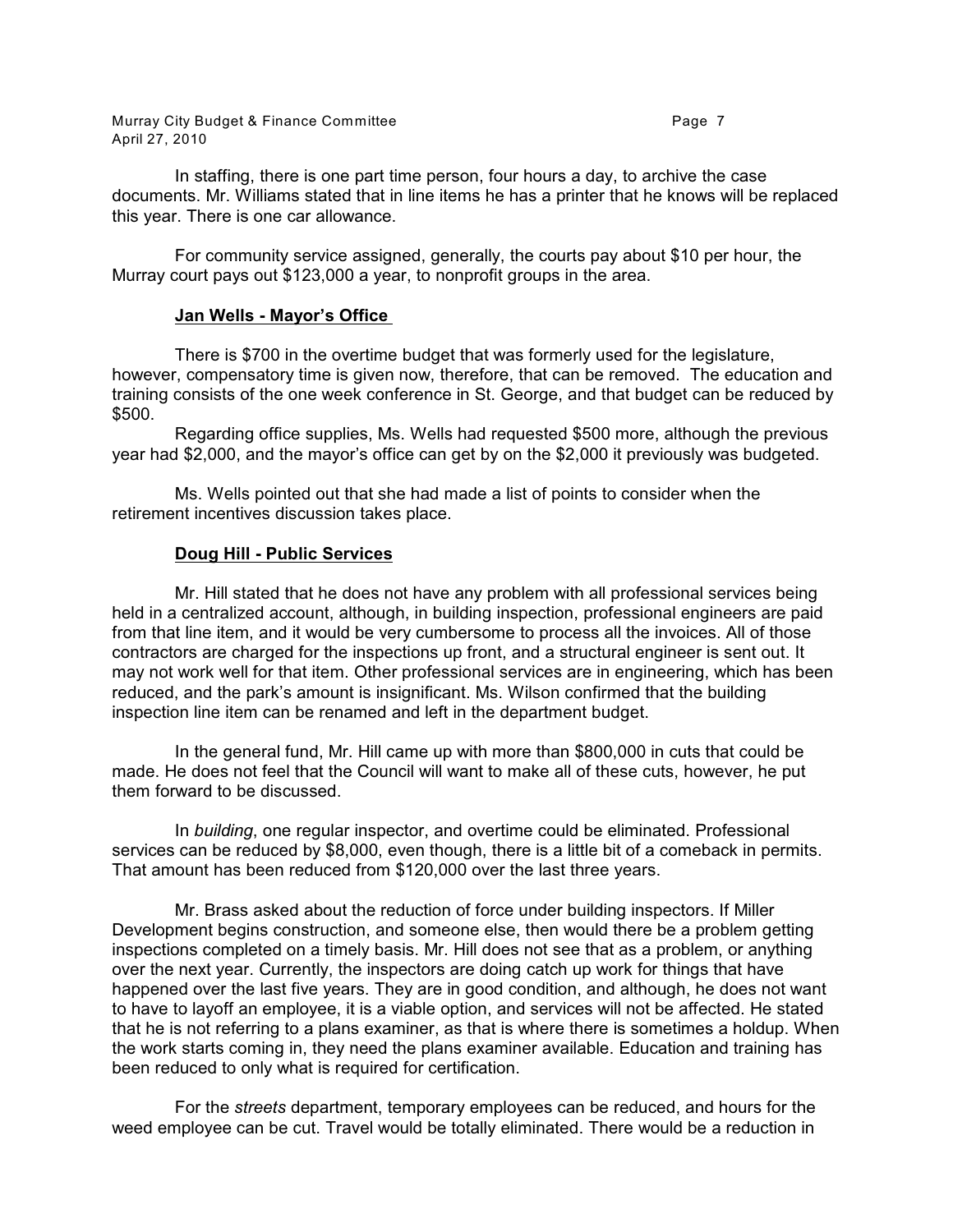In staffing, there is one part time person, four hours a day, to archive the case documents. Mr. Williams stated that in line items he has a printer that he knows will be replaced this year. There is one car allowance.

For community service assigned, generally, the courts pay about $10 per hour, the Murray court pays out $123,000 a year, to nonprofit groups in the area.

**Jan Wells - Mayor's Office**

There is $700 in the overtime budget that was formerly used for the legislature, however, compensatory time is given now, therefore, that can be removed. The education and training consists of the one week conference in St. George, and that budget can be reduced by $500.

Regarding office supplies, Ms. Wells had requested $500 more, although the previous year had $2,000, and the mayor's office can get by on the $2,000 it previously was budgeted.

Ms. Wells pointed out that she had made a list of points to consider when the retirement incentives discussion takes place.

**Doug Hill - Public Services**

Mr. Hill stated that he does not have any problem with all professional services being held in a centralized account, although, in building inspection, professional engineers are paid from that line item, and it would be very cumbersome to process all the invoices. All of those contractors are charged for the inspections up front, and a structural engineer is sent out. It may not work well for that item. Other professional services are in engineering, which has been reduced, and the park's amount is insignificant. Ms. Wilson confirmed that the building inspection line item can be renamed and left in the department budget.

In the general fund, Mr. Hill came up with more than $800,000 in cuts that could be made. He does not feel that the Council will want to make all of these cuts, however, he put them forward to be discussed.

In *building*, one regular inspector, and overtime could be eliminated. Professional services can be reduced by $8,000, even though, there is a little bit of a comeback in permits. That amount has been reduced from $120,000 over the last three years.

Mr. Brass asked about the reduction of force under building inspectors. If Miller Development begins construction, and someone else, then would there be a problem getting inspections completed on a timely basis. Mr. Hill does not see that as a problem, or anything over the next year. Currently, the inspectors are doing catch up work for things that have happened over the last five years. They are in good condition, and although, he does not want to have to layoff an employee, it is a viable option, and services will not be affected. He stated that he is not referring to a plans examiner, as that is where there is sometimes a holdup. When the work starts coming in, they need the plans examiner available. Education and training has been reduced to only what is required for certification.

For the *streets* department, temporary employees can be reduced, and hours for the weed employee can be cut. Travel would be totally eliminated. There would be a reduction in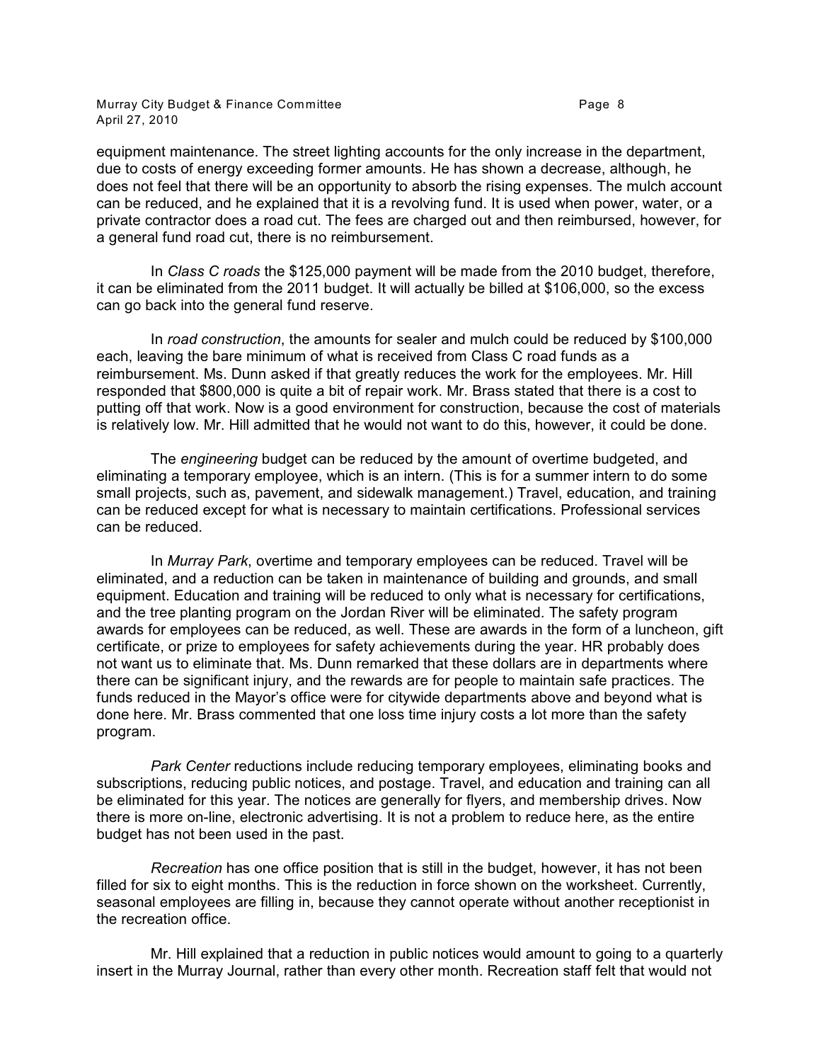equipment maintenance. The street lighting accounts for the only increase in the department, due to costs of energy exceeding former amounts. He has shown a decrease, although, he does not feel that there will be an opportunity to absorb the rising expenses. The mulch account can be reduced, and he explained that it is a revolving fund. It is used when power, water, or a private contractor does a road cut. The fees are charged out and then reimbursed, however, for a general fund road cut, there is no reimbursement.

In *Class C roads* the $125,000 payment will be made from the 2010 budget, therefore, it can be eliminated from the 2011 budget. It will actually be billed at $106,000, so the excess can go back into the general fund reserve.

In *road construction*, the amounts for sealer and mulch could be reduced by $100,000 each, leaving the bare minimum of what is received from Class C road funds as a reimbursement. Ms. Dunn asked if that greatly reduces the work for the employees. Mr. Hill responded that $800,000 is quite a bit of repair work. Mr. Brass stated that there is a cost to putting off that work. Now is a good environment for construction, because the cost of materials is relatively low. Mr. Hill admitted that he would not want to do this, however, it could be done.

The *engineering* budget can be reduced by the amount of overtime budgeted, and eliminating a temporary employee, which is an intern. (This is for a summer intern to do some small projects, such as, pavement, and sidewalk management.) Travel, education, and training can be reduced except for what is necessary to maintain certifications. Professional services can be reduced.

In *Murray Park*, overtime and temporary employees can be reduced. Travel will be eliminated, and a reduction can be taken in maintenance of building and grounds, and small equipment. Education and training will be reduced to only what is necessary for certifications, and the tree planting program on the Jordan River will be eliminated. The safety program awards for employees can be reduced, as well. These are awards in the form of a luncheon, gift certificate, or prize to employees for safety achievements during the year. HR probably does not want us to eliminate that. Ms. Dunn remarked that these dollars are in departments where there can be significant injury, and the rewards are for people to maintain safe practices. The funds reduced in the Mayor's office were for citywide departments above and beyond what is done here. Mr. Brass commented that one loss time injury costs a lot more than the safety program.

*Park Center* reductions include reducing temporary employees, eliminating books and subscriptions, reducing public notices, and postage. Travel, and education and training can all be eliminated for this year. The notices are generally for flyers, and membership drives. Now there is more on-line, electronic advertising. It is not a problem to reduce here, as the entire budget has not been used in the past.

*Recreation* has one office position that is still in the budget, however, it has not been filled for six to eight months. This is the reduction in force shown on the worksheet. Currently, seasonal employees are filling in, because they cannot operate without another receptionist in the recreation office.

Mr. Hill explained that a reduction in public notices would amount to going to a quarterly insert in the Murray Journal, rather than every other month. Recreation staff felt that would not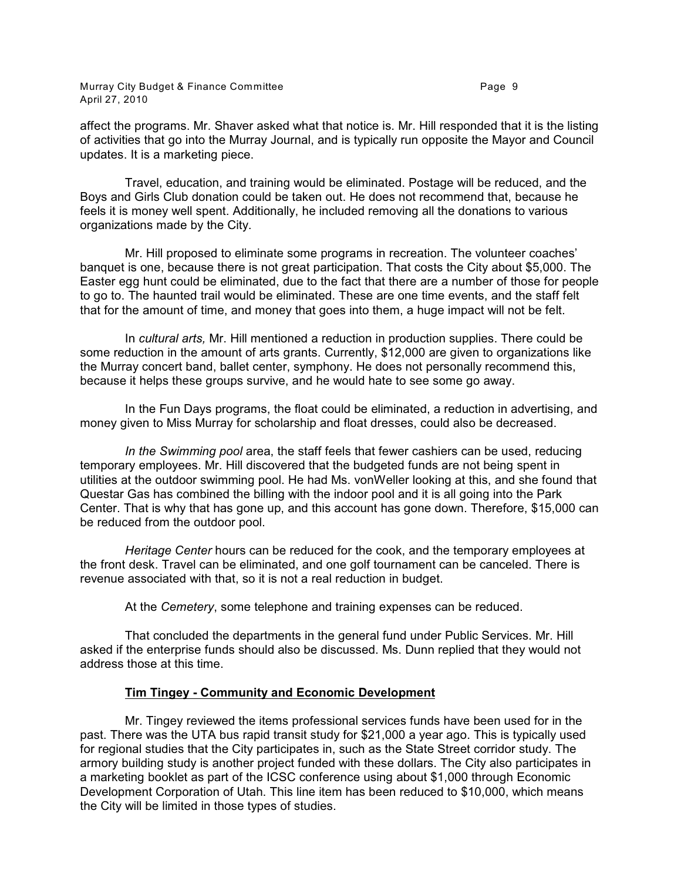affect the programs. Mr. Shaver asked what that notice is. Mr. Hill responded that it is the listing of activities that go into the Murray Journal, and is typically run opposite the Mayor and Council updates. It is a marketing piece.

Travel, education, and training would be eliminated. Postage will be reduced, and the Boys and Girls Club donation could be taken out. He does not recommend that, because he feels it is money well spent. Additionally, he included removing all the donations to various organizations made by the City.

Mr. Hill proposed to eliminate some programs in recreation. The volunteer coaches' banquet is one, because there is not great participation. That costs the City about $5,000. The Easter egg hunt could be eliminated, due to the fact that there are a number of those for people to go to. The haunted trail would be eliminated. These are one time events, and the staff felt that for the amount of time, and money that goes into them, a huge impact will not be felt.

In *cultural arts,* Mr. Hill mentioned a reduction in production supplies. There could be some reduction in the amount of arts grants. Currently, $12,000 are given to organizations like the Murray concert band, ballet center, symphony. He does not personally recommend this, because it helps these groups survive, and he would hate to see some go away.

In the Fun Days programs, the float could be eliminated, a reduction in advertising, and money given to Miss Murray for scholarship and float dresses, could also be decreased.

*In the Swimming pool* area, the staff feels that fewer cashiers can be used, reducing temporary employees. Mr. Hill discovered that the budgeted funds are not being spent in utilities at the outdoor swimming pool. He had Ms. vonWeller looking at this, and she found that Questar Gas has combined the billing with the indoor pool and it is all going into the Park Center. That is why that has gone up, and this account has gone down. Therefore, $15,000 can be reduced from the outdoor pool.

*Heritage Center* hours can be reduced for the cook, and the temporary employees at the front desk. Travel can be eliminated, and one golf tournament can be canceled. There is revenue associated with that, so it is not a real reduction in budget.

At the *Cemetery*, some telephone and training expenses can be reduced.

That concluded the departments in the general fund under Public Services. Mr. Hill asked if the enterprise funds should also be discussed. Ms. Dunn replied that they would not address those at this time.

**Tim Tingey - Community and Economic Development**

Mr. Tingey reviewed the items professional services funds have been used for in the past. There was the UTA bus rapid transit study for $21,000 a year ago. This is typically used for regional studies that the City participates in, such as the State Street corridor study. The armory building study is another project funded with these dollars. The City also participates in a marketing booklet as part of the ICSC conference using about $1,000 through Economic Development Corporation of Utah. This line item has been reduced to $10,000, which means the City will be limited in those types of studies.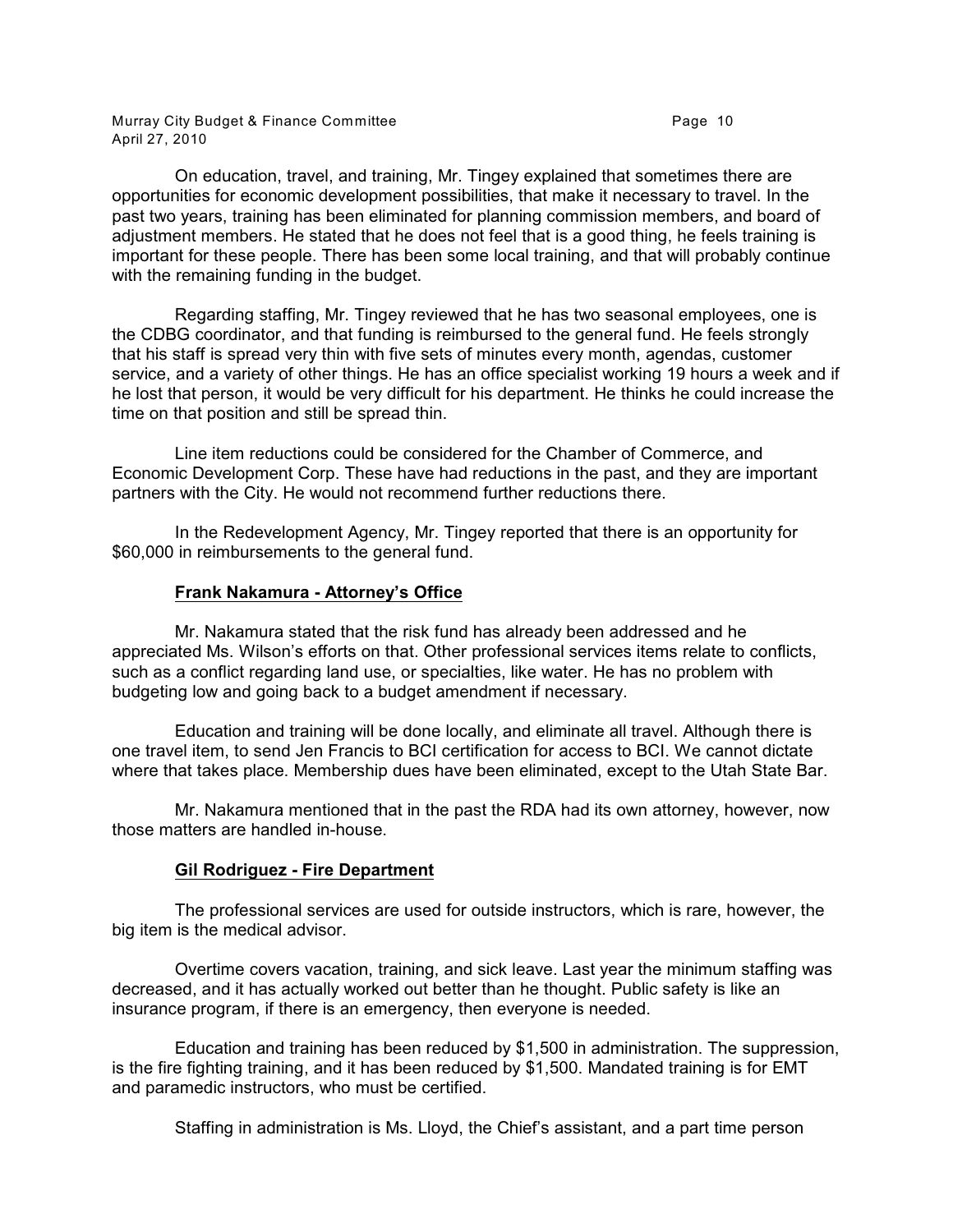On education, travel, and training, Mr. Tingey explained that sometimes there are opportunities for economic development possibilities, that make it necessary to travel. In the past two years, training has been eliminated for planning commission members, and board of adjustment members. He stated that he does not feel that is a good thing, he feels training is important for these people. There has been some local training, and that will probably continue with the remaining funding in the budget.

Regarding staffing, Mr. Tingey reviewed that he has two seasonal employees, one is the CDBG coordinator, and that funding is reimbursed to the general fund. He feels strongly that his staff is spread very thin with five sets of minutes every month, agendas, customer service, and a variety of other things. He has an office specialist working 19 hours a week and if he lost that person, it would be very difficult for his department. He thinks he could increase the time on that position and still be spread thin.

Line item reductions could be considered for the Chamber of Commerce, and Economic Development Corp. These have had reductions in the past, and they are important partners with the City. He would not recommend further reductions there.

In the Redevelopment Agency, Mr. Tingey reported that there is an opportunity for $60,000 in reimbursements to the general fund.

**Frank Nakamura - Attorney's Office**

Mr. Nakamura stated that the risk fund has already been addressed and he appreciated Ms. Wilson's efforts on that. Other professional services items relate to conflicts, such as a conflict regarding land use, or specialties, like water. He has no problem with budgeting low and going back to a budget amendment if necessary.

Education and training will be done locally, and eliminate all travel. Although there is one travel item, to send Jen Francis to BCI certification for access to BCI. We cannot dictate where that takes place. Membership dues have been eliminated, except to the Utah State Bar.

Mr. Nakamura mentioned that in the past the RDA had its own attorney, however, now those matters are handled in-house.

**Gil Rodriguez - Fire Department**

The professional services are used for outside instructors, which is rare, however, the big item is the medical advisor.

Overtime covers vacation, training, and sick leave. Last year the minimum staffing was decreased, and it has actually worked out better than he thought. Public safety is like an insurance program, if there is an emergency, then everyone is needed.

Education and training has been reduced by $1,500 in administration. The suppression, is the fire fighting training, and it has been reduced by $1,500. Mandated training is for EMT and paramedic instructors, who must be certified.

Staffing in administration is Ms. Lloyd, the Chief's assistant, and a part time person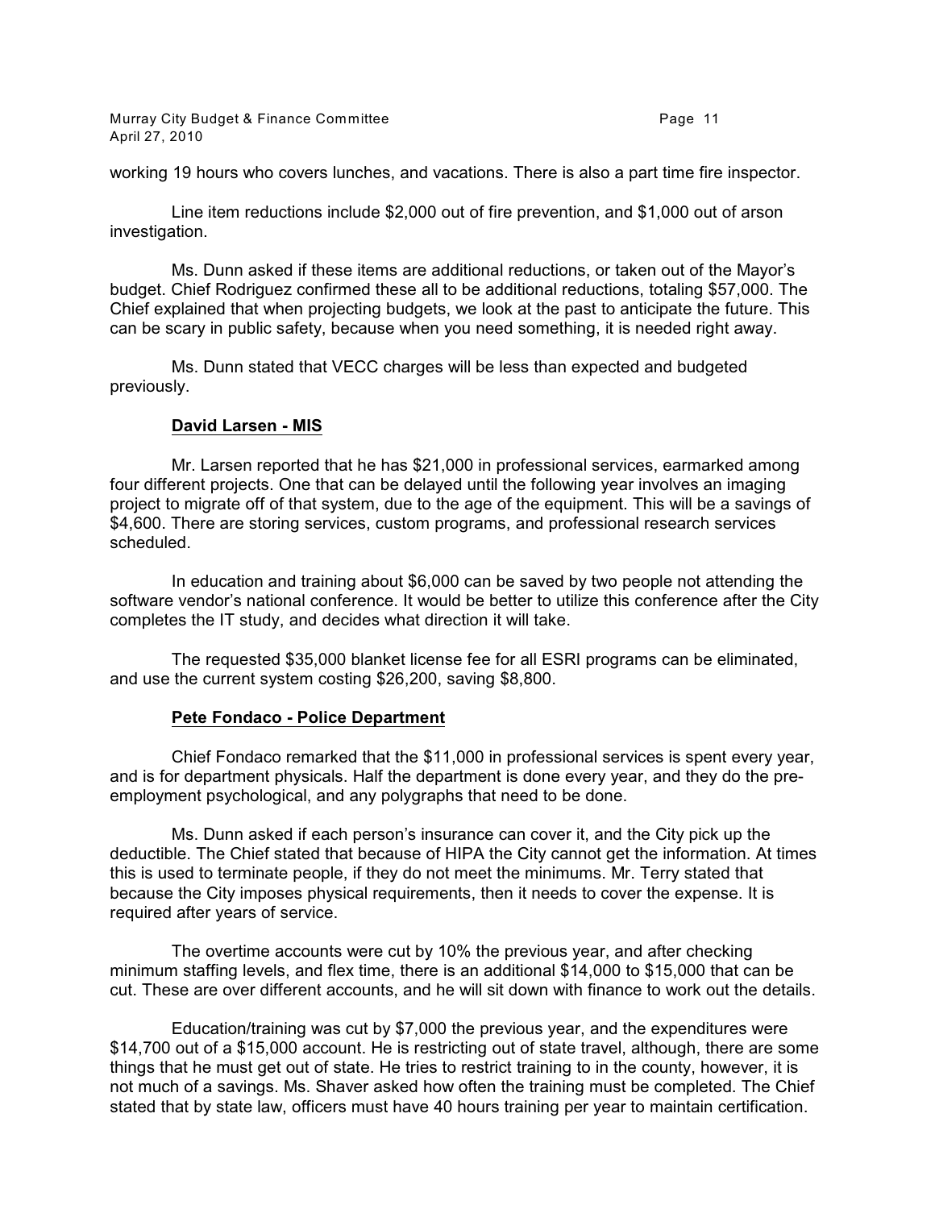working 19 hours who covers lunches, and vacations. There is also a part time fire inspector.

Line item reductions include $2,000 out of fire prevention, and $1,000 out of arson investigation.

Ms. Dunn asked if these items are additional reductions, or taken out of the Mayor's budget. Chief Rodriguez confirmed these all to be additional reductions, totaling $57,000. The Chief explained that when projecting budgets, we look at the past to anticipate the future. This can be scary in public safety, because when you need something, it is needed right away.

Ms. Dunn stated that VECC charges will be less than expected and budgeted previously.

**David Larsen - MIS**

Mr. Larsen reported that he has $21,000 in professional services, earmarked among four different projects. One that can be delayed until the following year involves an imaging project to migrate off of that system, due to the age of the equipment. This will be a savings of $4,600. There are storing services, custom programs, and professional research services scheduled.

In education and training about $6,000 can be saved by two people not attending the software vendor's national conference. It would be better to utilize this conference after the City completes the IT study, and decides what direction it will take.

The requested $35,000 blanket license fee for all ESRI programs can be eliminated, and use the current system costing $26,200, saving $8,800.

**Pete Fondaco - Police Department**

Chief Fondaco remarked that the $11,000 in professional services is spent every year, and is for department physicals. Half the department is done every year, and they do the pre-employment psychological, and any polygraphs that need to be done.

Ms. Dunn asked if each person's insurance can cover it, and the City pick up the deductible. The Chief stated that because of HIPA the City cannot get the information. At times this is used to terminate people, if they do not meet the minimums. Mr. Terry stated that because the City imposes physical requirements, then it needs to cover the expense. It is required after years of service.

The overtime accounts were cut by 10% the previous year, and after checking minimum staffing levels, and flex time, there is an additional $14,000 to $15,000 that can be cut. These are over different accounts, and he will sit down with finance to work out the details.

Education/training was cut by $7,000 the previous year, and the expenditures were $14,700 out of a $15,000 account. He is restricting out of state travel, although, there are some things that he must get out of state. He tries to restrict training to in the county, however, it is not much of a savings. Ms. Shaver asked how often the training must be completed. The Chief stated that by state law, officers must have 40 hours training per year to maintain certification.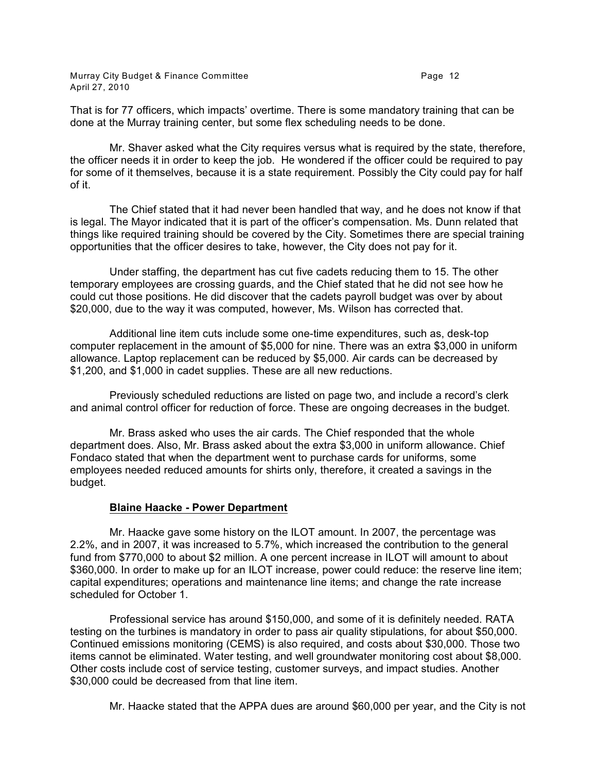That is for 77 officers, which impacts' overtime. There is some mandatory training that can be done at the Murray training center, but some flex scheduling needs to be done.

Mr. Shaver asked what the City requires versus what is required by the state, therefore, the officer needs it in order to keep the job. He wondered if the officer could be required to pay for some of it themselves, because it is a state requirement. Possibly the City could pay for half of it.

The Chief stated that it had never been handled that way, and he does not know if that is legal. The Mayor indicated that it is part of the officer's compensation. Ms. Dunn related that things like required training should be covered by the City. Sometimes there are special training opportunities that the officer desires to take, however, the City does not pay for it.

Under staffing, the department has cut five cadets reducing them to 15. The other temporary employees are crossing guards, and the Chief stated that he did not see how he could cut those positions. He did discover that the cadets payroll budget was over by about $20,000, due to the way it was computed, however, Ms. Wilson has corrected that.

Additional line item cuts include some one-time expenditures, such as, desk-top computer replacement in the amount of $5,000 for nine. There was an extra $3,000 in uniform allowance. Laptop replacement can be reduced by $5,000. Air cards can be decreased by $1,200, and $1,000 in cadet supplies. These are all new reductions.

Previously scheduled reductions are listed on page two, and include a record's clerk and animal control officer for reduction of force. These are ongoing decreases in the budget.

Mr. Brass asked who uses the air cards. The Chief responded that the whole department does. Also, Mr. Brass asked about the extra $3,000 in uniform allowance. Chief Fondaco stated that when the department went to purchase cards for uniforms, some employees needed reduced amounts for shirts only, therefore, it created a savings in the budget.

**Blaine Haacke - Power Department**

Mr. Haacke gave some history on the ILOT amount. In 2007, the percentage was 2.2%, and in 2007, it was increased to 5.7%, which increased the contribution to the general fund from $770,000 to about $2 million. A one percent increase in ILOT will amount to about $360,000. In order to make up for an ILOT increase, power could reduce: the reserve line item; capital expenditures; operations and maintenance line items; and change the rate increase scheduled for October 1.

Professional service has around $150,000, and some of it is definitely needed. RATA testing on the turbines is mandatory in order to pass air quality stipulations, for about $50,000. Continued emissions monitoring (CEMS) is also required, and costs about $30,000. Those two items cannot be eliminated. Water testing, and well groundwater monitoring cost about $8,000. Other costs include cost of service testing, customer surveys, and impact studies. Another $30,000 could be decreased from that line item.

Mr. Haacke stated that the APPA dues are around $60,000 per year, and the City is not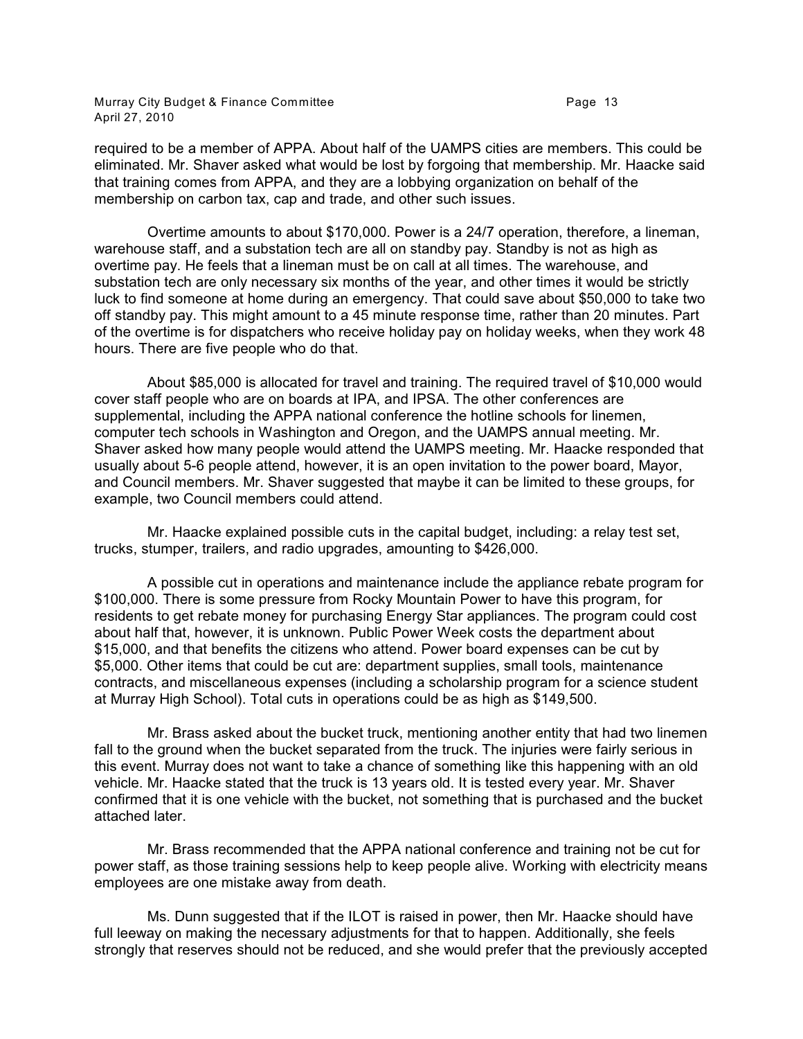required to be a member of APPA. About half of the UAMPS cities are members. This could be eliminated. Mr. Shaver asked what would be lost by forgoing that membership. Mr. Haacke said that training comes from APPA, and they are a lobbying organization on behalf of the membership on carbon tax, cap and trade, and other such issues.

Overtime amounts to about $170,000. Power is a 24/7 operation, therefore, a lineman, warehouse staff, and a substation tech are all on standby pay. Standby is not as high as overtime pay. He feels that a lineman must be on call at all times. The warehouse, and substation tech are only necessary six months of the year, and other times it would be strictly luck to find someone at home during an emergency. That could save about $50,000 to take two off standby pay. This might amount to a 45 minute response time, rather than 20 minutes. Part of the overtime is for dispatchers who receive holiday pay on holiday weeks, when they work 48 hours. There are five people who do that.

About $85,000 is allocated for travel and training. The required travel of $10,000 would cover staff people who are on boards at IPA, and IPSA. The other conferences are supplemental, including the APPA national conference the hotline schools for linemen, computer tech schools in Washington and Oregon, and the UAMPS annual meeting. Mr. Shaver asked how many people would attend the UAMPS meeting. Mr. Haacke responded that usually about 5-6 people attend, however, it is an open invitation to the power board, Mayor, and Council members. Mr. Shaver suggested that maybe it can be limited to these groups, for example, two Council members could attend.

Mr. Haacke explained possible cuts in the capital budget, including: a relay test set, trucks, stumper, trailers, and radio upgrades, amounting to $426,000.

A possible cut in operations and maintenance include the appliance rebate program for $100,000. There is some pressure from Rocky Mountain Power to have this program, for residents to get rebate money for purchasing Energy Star appliances. The program could cost about half that, however, it is unknown. Public Power Week costs the department about $15,000, and that benefits the citizens who attend. Power board expenses can be cut by $5,000. Other items that could be cut are: department supplies, small tools, maintenance contracts, and miscellaneous expenses (including a scholarship program for a science student at Murray High School). Total cuts in operations could be as high as $149,500.

Mr. Brass asked about the bucket truck, mentioning another entity that had two linemen fall to the ground when the bucket separated from the truck. The injuries were fairly serious in this event. Murray does not want to take a chance of something like this happening with an old vehicle. Mr. Haacke stated that the truck is 13 years old. It is tested every year. Mr. Shaver confirmed that it is one vehicle with the bucket, not something that is purchased and the bucket attached later.

Mr. Brass recommended that the APPA national conference and training not be cut for power staff, as those training sessions help to keep people alive. Working with electricity means employees are one mistake away from death.

Ms. Dunn suggested that if the ILOT is raised in power, then Mr. Haacke should have full leeway on making the necessary adjustments for that to happen. Additionally, she feels strongly that reserves should not be reduced, and she would prefer that the previously accepted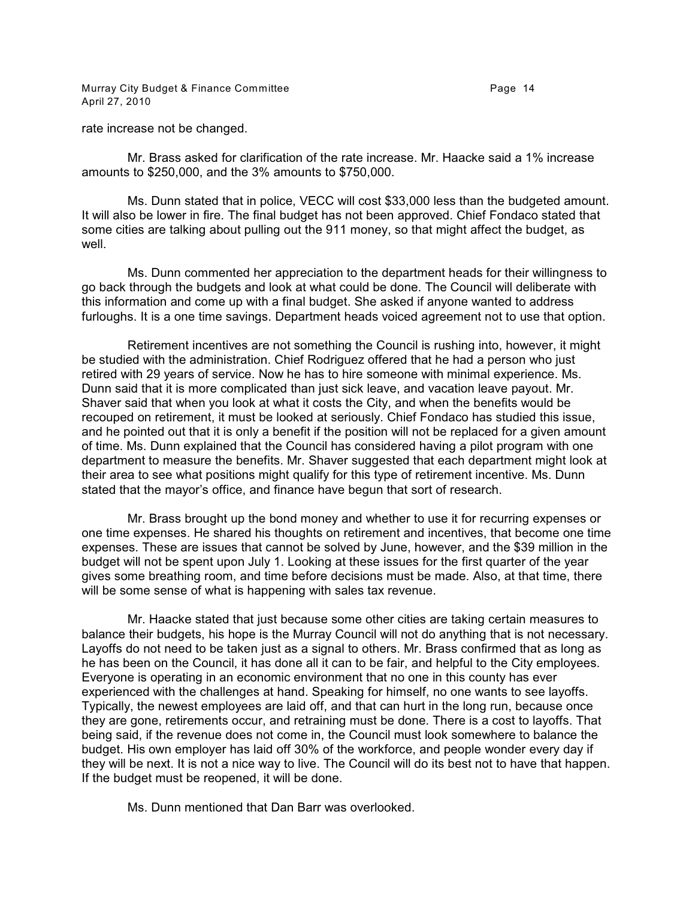rate increase not be changed.

Mr. Brass asked for clarification of the rate increase. Mr. Haacke said a 1% increase amounts to $250,000, and the 3% amounts to $750,000.

Ms. Dunn stated that in police, VECC will cost $33,000 less than the budgeted amount. It will also be lower in fire. The final budget has not been approved. Chief Fondaco stated that some cities are talking about pulling out the 911 money, so that might affect the budget, as well.

Ms. Dunn commented her appreciation to the department heads for their willingness to go back through the budgets and look at what could be done. The Council will deliberate with this information and come up with a final budget. She asked if anyone wanted to address furloughs. It is a one time savings. Department heads voiced agreement not to use that option.

Retirement incentives are not something the Council is rushing into, however, it might be studied with the administration. Chief Rodriguez offered that he had a person who just retired with 29 years of service. Now he has to hire someone with minimal experience. Ms. Dunn said that it is more complicated than just sick leave, and vacation leave payout. Mr. Shaver said that when you look at what it costs the City, and when the benefits would be recouped on retirement, it must be looked at seriously. Chief Fondaco has studied this issue, and he pointed out that it is only a benefit if the position will not be replaced for a given amount of time. Ms. Dunn explained that the Council has considered having a pilot program with one department to measure the benefits. Mr. Shaver suggested that each department might look at their area to see what positions might qualify for this type of retirement incentive. Ms. Dunn stated that the mayor's office, and finance have begun that sort of research.

Mr. Brass brought up the bond money and whether to use it for recurring expenses or one time expenses. He shared his thoughts on retirement and incentives, that become one time expenses. These are issues that cannot be solved by June, however, and the $39 million in the budget will not be spent upon July 1. Looking at these issues for the first quarter of the year gives some breathing room, and time before decisions must be made. Also, at that time, there will be some sense of what is happening with sales tax revenue.

Mr. Haacke stated that just because some other cities are taking certain measures to balance their budgets, his hope is the Murray Council will not do anything that is not necessary. Layoffs do not need to be taken just as a signal to others. Mr. Brass confirmed that as long as he has been on the Council, it has done all it can to be fair, and helpful to the City employees. Everyone is operating in an economic environment that no one in this county has ever experienced with the challenges at hand. Speaking for himself, no one wants to see layoffs. Typically, the newest employees are laid off, and that can hurt in the long run, because once they are gone, retirements occur, and retraining must be done. There is a cost to layoffs. That being said, if the revenue does not come in, the Council must look somewhere to balance the budget. His own employer has laid off 30% of the workforce, and people wonder every day if they will be next. It is not a nice way to live. The Council will do its best not to have that happen. If the budget must be reopened, it will be done.

Ms. Dunn mentioned that Dan Barr was overlooked.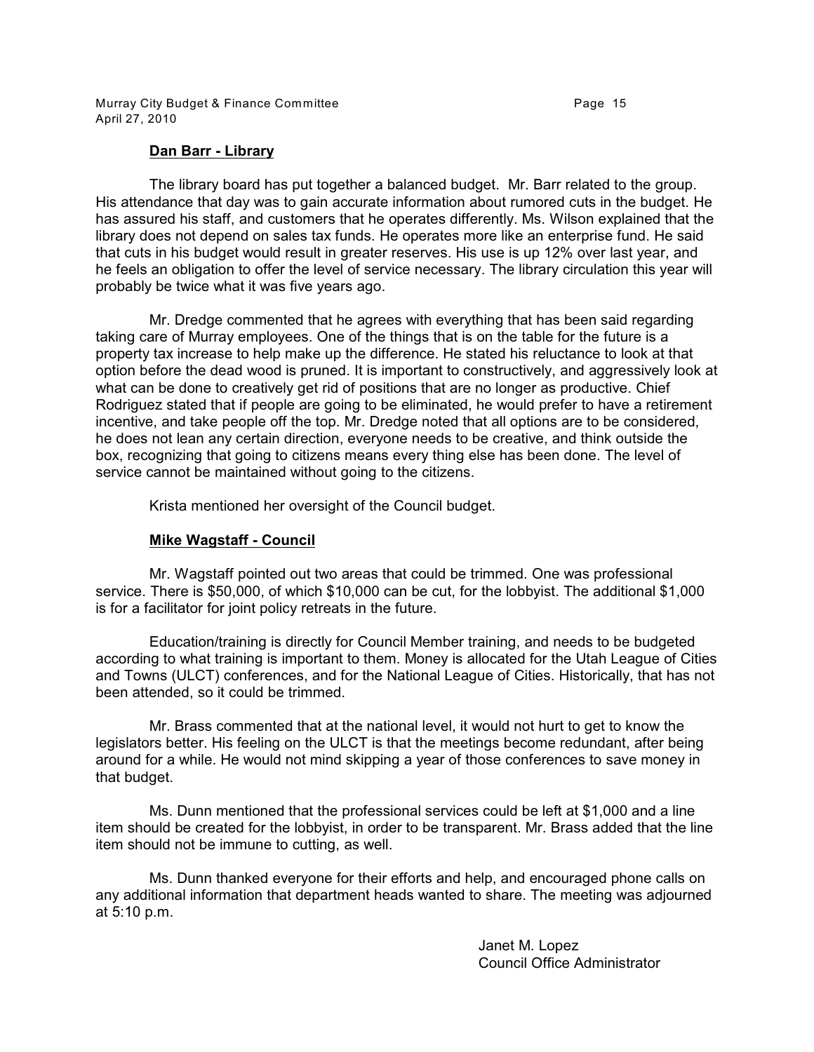**Dan Barr - Library**

The library board has put together a balanced budget. Mr. Barr related to the group. His attendance that day was to gain accurate information about rumored cuts in the budget. He has assured his staff, and customers that he operates differently. Ms. Wilson explained that the library does not depend on sales tax funds. He operates more like an enterprise fund. He said that cuts in his budget would result in greater reserves. His use is up 12% over last year, and he feels an obligation to offer the level of service necessary. The library circulation this year will probably be twice what it was five years ago.

Mr. Dredge commented that he agrees with everything that has been said regarding taking care of Murray employees. One of the things that is on the table for the future is a property tax increase to help make up the difference. He stated his reluctance to look at that option before the dead wood is pruned. It is important to constructively, and aggressively look at what can be done to creatively get rid of positions that are no longer as productive. Chief Rodriguez stated that if people are going to be eliminated, he would prefer to have a retirement incentive, and take people off the top. Mr. Dredge noted that all options are to be considered, he does not lean any certain direction, everyone needs to be creative, and think outside the box, recognizing that going to citizens means every thing else has been done. The level of service cannot be maintained without going to the citizens.

Krista mentioned her oversight of the Council budget.

**Mike Wagstaff - Council**

Mr. Wagstaff pointed out two areas that could be trimmed. One was professional service. There is $50,000, of which $10,000 can be cut, for the lobbyist. The additional $1,000 is for a facilitator for joint policy retreats in the future.

Education/training is directly for Council Member training, and needs to be budgeted according to what training is important to them. Money is allocated for the Utah League of Cities and Towns (ULCT) conferences, and for the National League of Cities. Historically, that has not been attended, so it could be trimmed.

Mr. Brass commented that at the national level, it would not hurt to get to know the legislators better. His feeling on the ULCT is that the meetings become redundant, after being around for a while. He would not mind skipping a year of those conferences to save money in that budget.

Ms. Dunn mentioned that the professional services could be left at $1,000 and a line item should be created for the lobbyist, in order to be transparent. Mr. Brass added that the line item should not be immune to cutting, as well.

Ms. Dunn thanked everyone for their efforts and help, and encouraged phone calls on any additional information that department heads wanted to share. The meeting was adjourned at 5:10 p.m.

Janet M. Lopez
Council Office Administrator